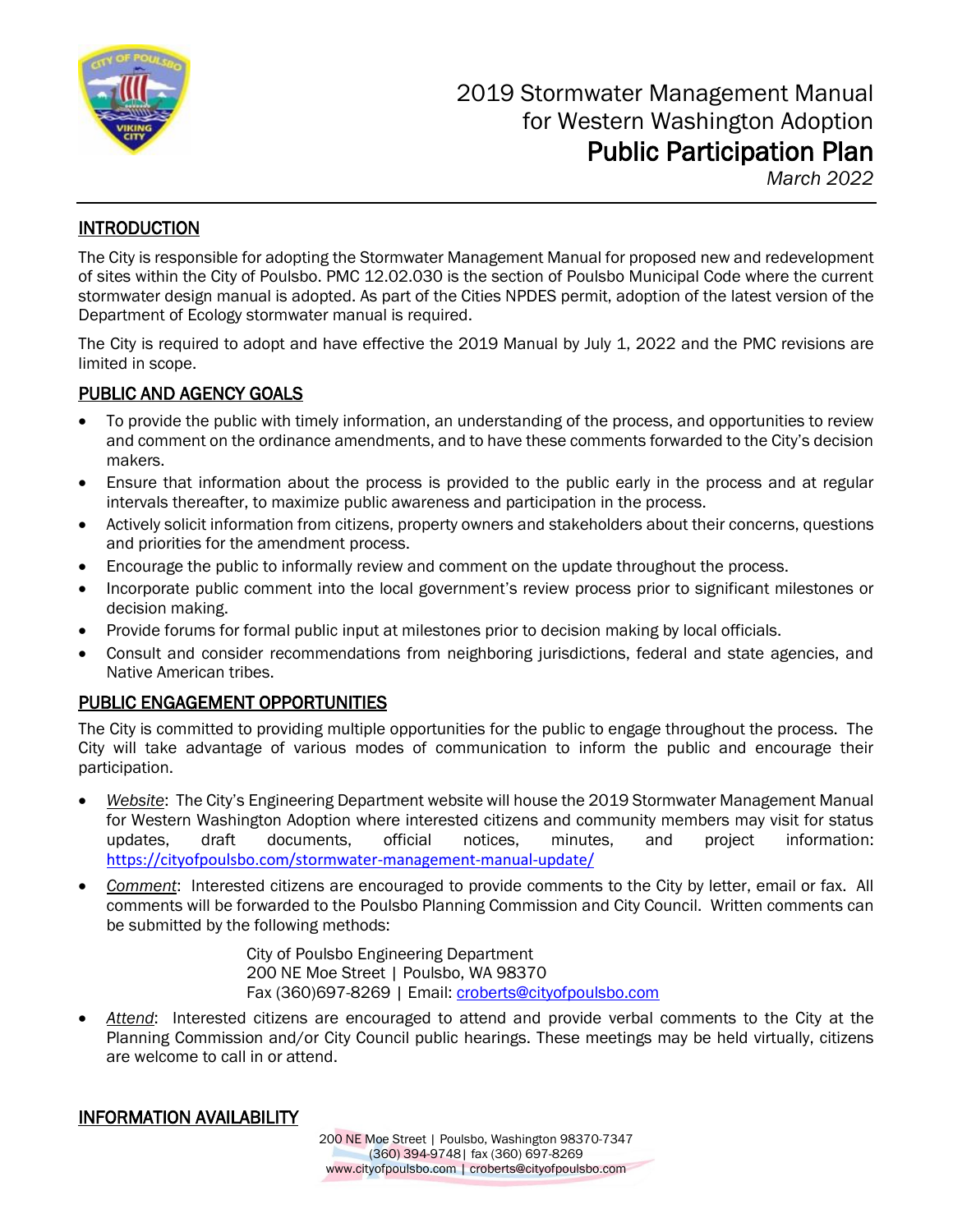# 2019 Stormwater Management Manual for Western Washington Adoption

# Public Participation Plan

*March 2022*

## INTRODUCTION

The City is responsible for adopting the Stormwater Management Manual for proposed new and redevelopment of sites within the City of Poulsbo. PMC 12.02.030 is the section of Poulsbo Municipal Code where the current stormwater design manual is adopted. As part of the Cities NPDES permit, adoption of the latest version of the Department of Ecology stormwater manual is required.

The City is required to adopt and have effective the 2019 Manual by July 1, 2022 and the PMC revisions are limited in scope.

## PUBLIC AND AGENCY GOALS

- To provide the public with timely information, an understanding of the process, and opportunities to review and comment on the ordinance amendments, and to have these comments forwarded to the City's decision makers.
- Ensure that information about the process is provided to the public early in the process and at regular intervals thereafter, to maximize public awareness and participation in the process.
- Actively solicit information from citizens, property owners and stakeholders about their concerns, questions and priorities for the amendment process.
- Encourage the public to informally review and comment on the update throughout the process.
- Incorporate public comment into the local government's review process prior to significant milestones or decision making.
- Provide forums for formal public input at milestones prior to decision making by local officials.
- Consult and consider recommendations from neighboring jurisdictions, federal and state agencies, and Native American tribes.

## PUBLIC ENGAGEMENT OPPORTUNITIES

The City is committed to providing multiple opportunities for the public to engage throughout the process. The City will take advantage of various modes of communication to inform the public and encourage their participation.

- *Website*: The City's Engineering Department website will house the 2019 Stormwater Management Manual for Western Washington Adoption where interested citizens and community members may visit for status updates, draft documents, official notices, minutes, and project information: https://cityofpoulsbo.com/stormwater-management-manual-update/
- *Comment*: Interested citizens are encouraged to provide comments to the City by letter, email or fax. All comments will be forwarded to the Poulsbo Planning Commission and City Council. Written comments can be submitted by the following methods:

  City of Poulsbo Engineering Department
  200 NE Moe Street | Poulsbo, WA 98370
  Fax (360)697-8269 | Email: croberts@cityofpoulsbo.com

- *Attend*: Interested citizens are encouraged to attend and provide verbal comments to the City at the Planning Commission and/or City Council public hearings. These meetings may be held virtually, citizens are welcome to call in or attend.

## INFORMATION AVAILABILITY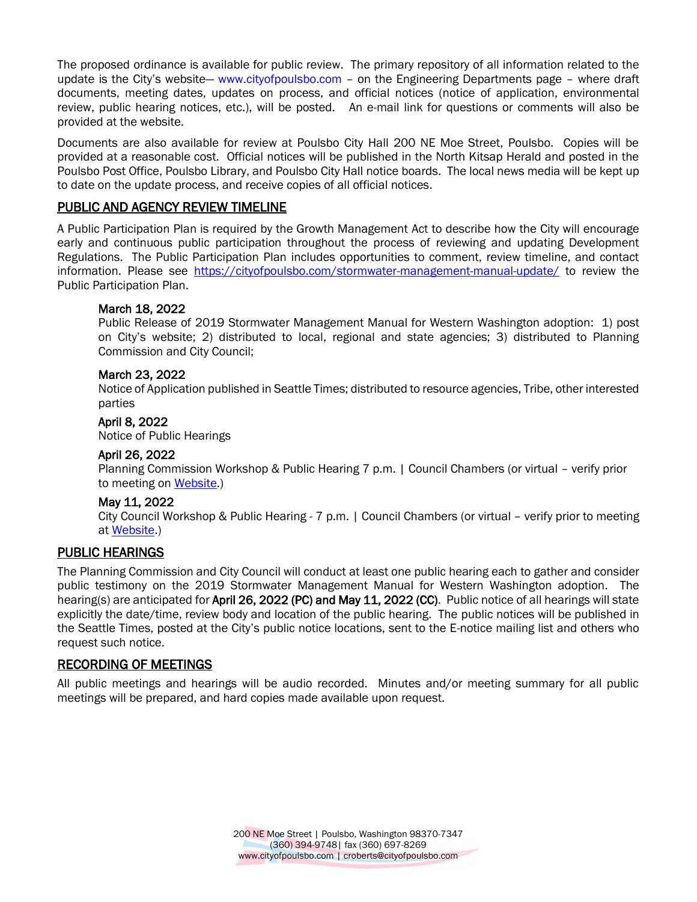The proposed ordinance is available for public review. The primary repository of all information related to the update is the City's website— www.cityofpoulsbo.com – on the Engineering Departments page – where draft documents, meeting dates, updates on process, and official notices (notice of application, environmental review, public hearing notices, etc.), will be posted. An e-mail link for questions or comments will also be provided at the website.

Documents are also available for review at Poulsbo City Hall 200 NE Moe Street, Poulsbo. Copies will be provided at a reasonable cost. Official notices will be published in the North Kitsap Herald and posted in the Poulsbo Post Office, Poulsbo Library, and Poulsbo City Hall notice boards. The local news media will be kept up to date on the update process, and receive copies of all official notices.

## PUBLIC AND AGENCY REVIEW TIMELINE

A Public Participation Plan is required by the Growth Management Act to describe how the City will encourage early and continuous public participation throughout the process of reviewing and updating Development Regulations. The Public Participation Plan includes opportunities to comment, review timeline, and contact information. Please see https://cityofpoulsbo.com/stormwater-management-manual-update/ to review the Public Participation Plan.

**March 18, 2022**
Public Release of 2019 Stormwater Management Manual for Western Washington adoption: 1) post on City's website; 2) distributed to local, regional and state agencies; 3) distributed to Planning Commission and City Council;

**March 23, 2022**
Notice of Application published in Seattle Times; distributed to resource agencies, Tribe, other interested parties

**April 8, 2022**
Notice of Public Hearings

**April 26, 2022**
Planning Commission Workshop & Public Hearing 7 p.m. | Council Chambers (or virtual – verify prior to meeting on Website.)

**May 11, 2022**
City Council Workshop & Public Hearing - 7 p.m. | Council Chambers (or virtual – verify prior to meeting at Website.)

## PUBLIC HEARINGS

The Planning Commission and City Council will conduct at least one public hearing each to gather and consider public testimony on the 2019 Stormwater Management Manual for Western Washington adoption. The hearing(s) are anticipated for **April 26, 2022 (PC) and May 11, 2022 (CC)**. Public notice of all hearings will state explicitly the date/time, review body and location of the public hearing. The public notices will be published in the Seattle Times, posted at the City's public notice locations, sent to the E-notice mailing list and others who request such notice.

## RECORDING OF MEETINGS

All public meetings and hearings will be audio recorded. Minutes and/or meeting summary for all public meetings will be prepared, and hard copies made available upon request.